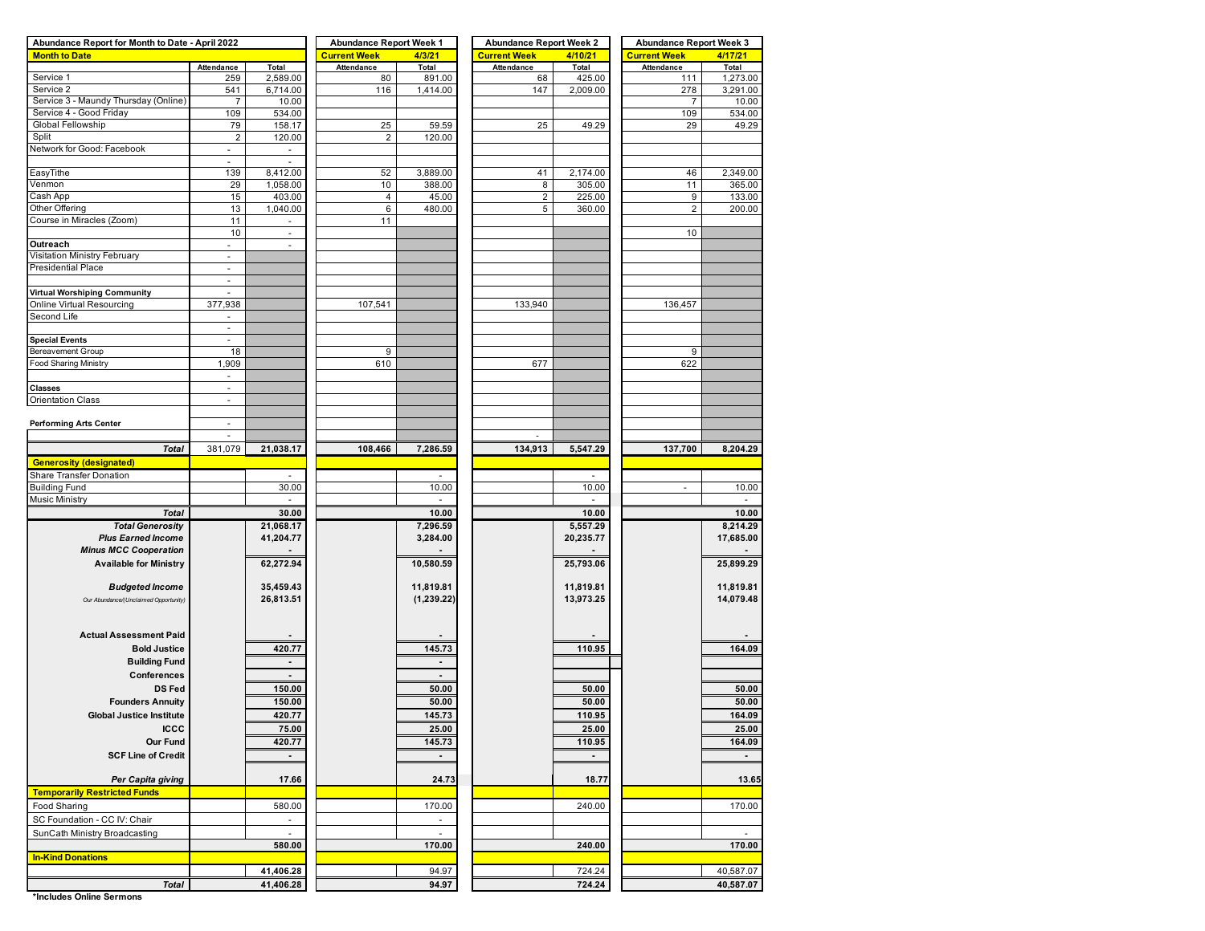| Abundance Report for Month to Date - April 2022 | | | Abundance Report Week 1 | | Abundance Report Week 2 | | Abundance Report Week 3 | |
|---|---|---|---|---|---|---|---|---|
| **Month to Date** | | | **Current Week** | **4/3/21** | **Current Week** | **4/10/21** | **Current Week** | **4/17/21** |
| | Attendance | Total | Attendance | Total | Attendance | Total | Attendance | Total |
| Service 1 | 259 | 2,589.00 | 80 | 891.00 | 68 | 425.00 | 111 | 1,273.00 |
| Service 2 | 541 | 6,714.00 | 116 | 1,414.00 | 147 | 2,009.00 | 278 | 3,291.00 |
| Service 3 - Maundy Thursday (Online) | 7 | 10.00 | | | | | 7 | 10.00 |
| Service 4 - Good Friday | 109 | 534.00 | | | | | 109 | 534.00 |
| Global Fellowship | 79 | 158.17 | 25 | 59.59 | 25 | 49.29 | 29 | 49.29 |
| Split | 2 | 120.00 | 2 | 120.00 | | | | |
| Network for Good: Facebook | - | - | | | | | | |
| | - | - | | | | | | |
| EasyTithe | 139 | 8,412.00 | 52 | 3,889.00 | 41 | 2,174.00 | 46 | 2,349.00 |
| Venmon | 29 | 1,058.00 | 10 | 388.00 | 8 | 305.00 | 11 | 365.00 |
| Cash App | 15 | 403.00 | 4 | 45.00 | 2 | 225.00 | 9 | 133.00 |
| Other Offering | 13 | 1,040.00 | 6 | 480.00 | 5 | 360.00 | 2 | 200.00 |
| Course in Miracles (Zoom) | 11 | - | 11 | | | | | |
| | 10 | - | | | | | 10 | |
| **Outreach** | - | - | | | | | | |
| Visitation Ministry February | - | | | | | | | |
| Presidential Place | - | | | | | | | |
| | - | | | | | | | |
| **Virtual Worshiping Community** | - | | | | | | | |
| Online Virtual Resourcing | 377,938 | | 107,541 | | 133,940 | | 136,457 | |
| Second Life | - | | | | | | | |
| | - | | | | | | | |
| **Special Events** | - | | | | | | | |
| Bereavement Group | 18 | | 9 | | | | 9 | |
| Food Sharing Ministry | 1,909 | | 610 | | 677 | | 622 | |
| | - | | | | | | | |
| **Classes** | - | | | | | | | |
| Orientation Class | - | | | | | | | |
| | | | | | | | | |
| **Performing Arts Center** | - | | | | | | | |
| | - | | | | - | | | |
| ***Total*** | 381,079 | **21,038.17** | **108,466** | **7,286.59** | **134,913** | **5,547.29** | **137,700** | **8,204.29** |
| **Generosity (designated)** | | | | | | | | |
| Share Transfer Donation | | - | | - | | - | | |
| Building Fund | | 30.00 | | 10.00 | | 10.00 | - | 10.00 |
| Music Ministry | | - | | - | | - | | - |
| ***Total*** | | **30.00** | | **10.00** | | **10.00** | | **10.00** |
| ***Total Generosity*** | | **21,068.17** | | **7,296.59** | | **5,557.29** | | **8,214.29** |
| ***Plus Earned Income*** | | **41,204.77** | | **3,284.00** | | **20,235.77** | | **17,685.00** |
| ***Minus MCC Cooperation*** | | **-** | | **-** | | **-** | | **-** |
| **Available for Ministry** | | **62,272.94** | | **10,580.59** | | **25,793.06** | | **25,899.29** |
| ***Budgeted Income*** | | **35,459.43** | | **11,819.81** | | **11,819.81** | | **11,819.81** |
| *Our Abundance/(Unclaimed Opportunity)* | | **26,813.51** | | **(1,239.22)** | | **13,973.25** | | **14,079.48** |
| **Actual Assessment Paid** | | **-** | | **-** | | **-** | | **-** |
| **Bold Justice** | | **420.77** | | **145.73** | | **110.95** | | **164.09** |
| **Building Fund** | | **-** | | **-** | | | | |
| **Conferences** | | **-** | | **-** | | | | |
| **DS Fed** | | **150.00** | | **50.00** | | **50.00** | | **50.00** |
| **Founders Annuity** | | **150.00** | | **50.00** | | **50.00** | | **50.00** |
| **Global Justice Institute** | | **420.77** | | **145.73** | | **110.95** | | **164.09** |
| **ICCC** | | **75.00** | | **25.00** | | **25.00** | | **25.00** |
| **Our Fund** | | **420.77** | | **145.73** | | **110.95** | | **164.09** |
| **SCF Line of Credit** | | **-** | | **-** | | **-** | | **-** |
| ***Per Capita giving*** | | **17.66** | | **24.73** | | **18.77** | | **13.65** |
| **Temporarily Restricted Funds** | | | | | | | | |
| Food Sharing | | 580.00 | | 170.00 | | 240.00 | | 170.00 |
| SC Foundation - CC IV: Chair | | - | | - | | | | |
| SunCath Ministry Broadcasting | | - | | - | | | | - |
| | | **580.00** | | **170.00** | | **240.00** | | **170.00** |
| **In-Kind Donations** | | | | | | | | |
| | | **41,406.28** | | 94.97 | | 724.24 | | 40,587.07 |
| ***Total*** | | **41,406.28** | | **94.97** | | **724.24** | | **40,587.07** |

**\*Includes Online Sermons**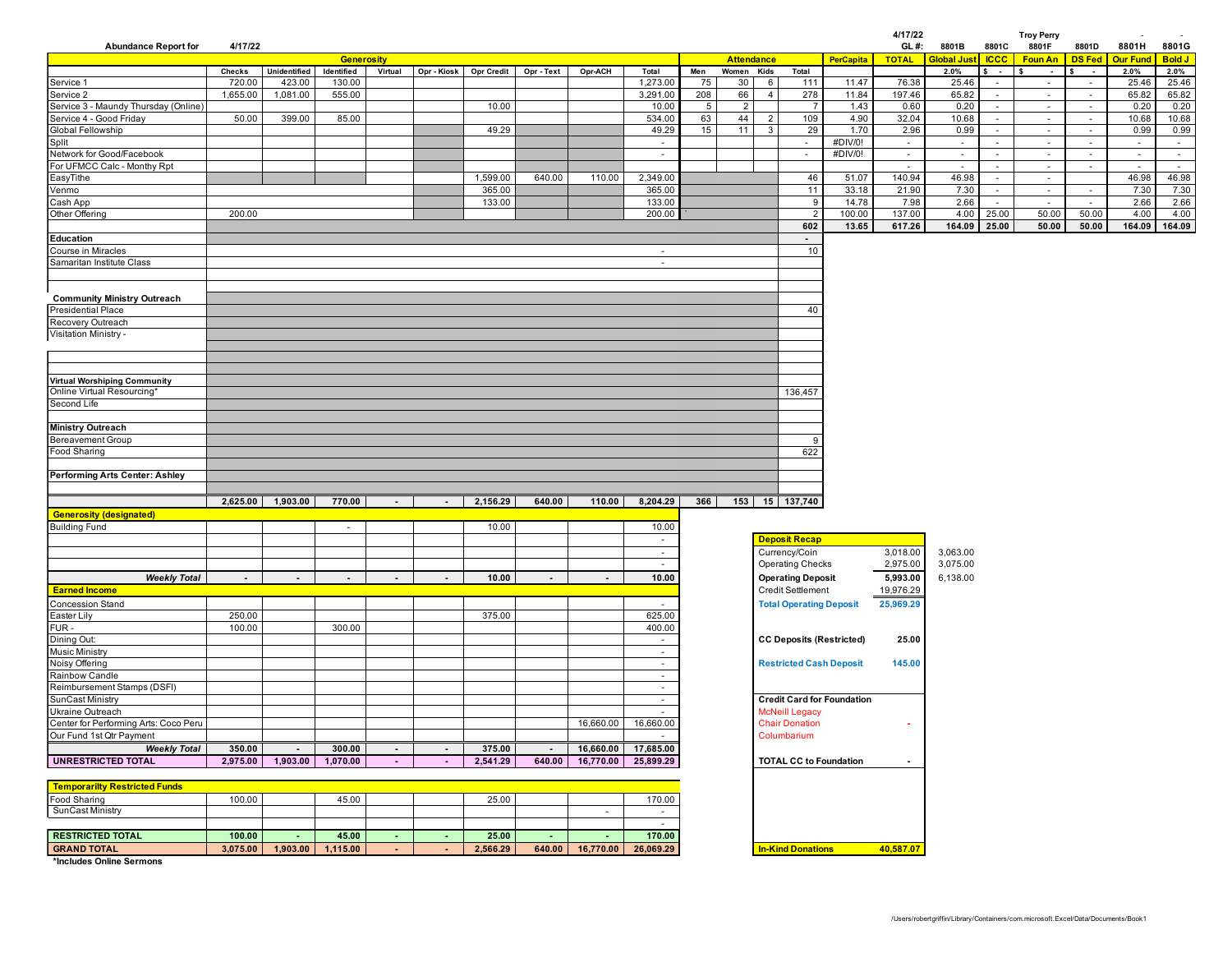**Abundance Report for** 4/17/22

| | Checks | Unidentified | Identified | Virtual | Opr - Kiosk | Opr Credit | Opr - Text | Opr-ACH | Total | Men | Women | Kids | Total | PerCapita | TOTAL | Global Just | ICCC | Foun An | DS Fed | Our Fund | Bold J |
|---|---|---|---|---|---|---|---|---|---|---|---|---|---|---|---|---|---|---|---|---|---|
| | Generosity | | | | | | | | | Attendance | | | | | 4/17/22 GL #: | 8801B | 8801C | Troy Perry 8801F | 8801D | - 8801H | - 8801G |
| | | | | | | | | | | | | | | | | 2.0% | $ - | $ - | $ - | 2.0% | 2.0% |
| Service 1 | 720.00 | 423.00 | 130.00 | | | | | | 1,273.00 | 75 | 30 | 6 | 111 | 11.47 | 76.38 | 25.46 | - | - | - | 25.46 | 25.46 |
| Service 2 | 1,655.00 | 1,081.00 | 555.00 | | | | | | 3,291.00 | 208 | 66 | 4 | 278 | 11.84 | 197.46 | 65.82 | - | - | - | 65.82 | 65.82 |
| Service 3 - Maundy Thursday (Online) | | | | | | 10.00 | | | 10.00 | 5 | 2 | | 7 | 1.43 | 0.60 | 0.20 | - | - | - | 0.20 | 0.20 |
| Service 4 - Good Friday | 50.00 | 399.00 | 85.00 | | | | | | 534.00 | 63 | 44 | 2 | 109 | 4.90 | 32.04 | 10.68 | - | - | - | 10.68 | 10.68 |
| Global Fellowship | | | | | | 49.29 | | | 49.29 | 15 | 11 | 3 | 29 | 1.70 | 2.96 | 0.99 | - | - | - | 0.99 | 0.99 |
| Split | | | | | | | | | - | | | | - | #DIV/0! | - | - | - | - | - | - | - |
| Network for Good/Facebook | | | | | | | | | - | | | | - | #DIV/0! | - | - | - | - | - | - | - |
| For UFMCC Calc - Monthy Rpt | | | | | | | | | | | | | | | - | - | - | - | - | - | - |
| EasyTithe | | | | | | 1,599.00 | 640.00 | 110.00 | 2,349.00 | | | | 46 | 51.07 | 140.94 | 46.98 | - | - | | 46.98 | 46.98 |
| Venmo | | | | | | 365.00 | | | 365.00 | | | | 11 | 33.18 | 21.90 | 7.30 | - | - | - | 7.30 | 7.30 |
| Cash App | | | | | | 133.00 | | | 133.00 | | | | 9 | 14.78 | 7.98 | 2.66 | - | - | - | 2.66 | 2.66 |
| Other Offering | 200.00 | | | | | | | | 200.00 | | | | 2 | 100.00 | 137.00 | 4.00 | 25.00 | 50.00 | 50.00 | 4.00 | 4.00 |
| | | | | | | | | | | | | | 602 | 13.65 | 617.26 | 164.09 | 25.00 | 50.00 | 50.00 | 164.09 | 164.09 |
| **Education** | | | | | | | | | | | | | - | | | | | | | | |
| Course in Miracles | | | | | | | | | - | | | | 10 | | | | | | | | |
| Samaritan Institute Class | | | | | | | | | - | | | | | | | | | | | | |
| **Community Ministry Outreach** | | | | | | | | | | | | | | | | | | | | | |
| Presidential Place | | | | | | | | | | | | | 40 | | | | | | | | |
| Recovery Outreach | | | | | | | | | | | | | | | | | | | | | |
| Visitation Ministry - | | | | | | | | | | | | | | | | | | | | | |
| **Virtual Worshiping Community** | | | | | | | | | | | | | | | | | | | | | |
| Online Virtual Resourcing* | | | | | | | | | | | | | 136,457 | | | | | | | | |
| Second Life | | | | | | | | | | | | | | | | | | | | | |
| **Ministry Outreach** | | | | | | | | | | | | | | | | | | | | | |
| Bereavement Group | | | | | | | | | | | | | 9 | | | | | | | | |
| Food Sharing | | | | | | | | | | | | | 622 | | | | | | | | |
| **Performing Arts Center: Ashley** | | | | | | | | | | | | | | | | | | | | | |
| | **2,625.00** | **1,903.00** | **770.00** | **-** | **-** | **2,156.29** | **640.00** | **110.00** | **8,204.29** | **366** | **153** | **15** | **137,740** | | | | | | | | |

| | Checks | Unidentified | Identified | Virtual | Opr - Kiosk | Opr Credit | Opr - Text | Opr-ACH | Total |
|---|---|---|---|---|---|---|---|---|---|
| **Generosity (designated)** | | | | | | | | | |
| Building Fund | | | - | | | 10.00 | | | 10.00 |
| | | | | | | | | | - |
| | | | | | | | | | - |
| | | | | | | | | | - |
| ***Weekly Total*** | - | - | - | - | - | 10.00 | - | - | 10.00 |
| **Earned Income** | | | | | | | | | |
| Concession Stand | | | | | | | | | - |
| Easter Lily | 250.00 | | | | | 375.00 | | | 625.00 |
| FUR - | 100.00 | | 300.00 | | | | | | 400.00 |
| Dining Out: | | | | | | | | | - |
| Music Ministry | | | | | | | | | - |
| Noisy Offering | | | | | | | | | - |
| Rainbow Candle | | | | | | | | | - |
| Reimbursement Stamps (DSFI) | | | | | | | | | - |
| SunCast Ministry | | | | | | | | | - |
| Ukraine Outreach | | | | | | | | | - |
| Center for Performing Arts: Coco Peru | | | | | | | | 16,660.00 | 16,660.00 |
| Our Fund 1st Qtr Payment | | | | | | | | | - |
| ***Weekly Total*** | **350.00** | **-** | **300.00** | **-** | **-** | **375.00** | **-** | **16,660.00** | **17,685.00** |
| **UNRESTRICTED TOTAL** | **2,975.00** | **1,903.00** | **1,070.00** | **-** | **-** | **2,541.29** | **640.00** | **16,770.00** | **25,899.29** |
| **Temporarily Restricted Funds** | | | | | | | | | |
| Food Sharing | 100.00 | | 45.00 | | | 25.00 | | | 170.00 |
| SunCast Ministry | | | | | | | | - | - |
| | | | | | | | | | - |
| **RESTRICTED TOTAL** | **100.00** | **-** | **45.00** | **-** | **-** | **25.00** | **-** | **-** | **170.00** |
| **GRAND TOTAL** | **3,075.00** | **1,903.00** | **1,115.00** | **-** | **-** | **2,566.29** | **640.00** | **16,770.00** | **26,069.29** |

*Includes Online Sermons

| Deposit Recap | | |
|---|---|---|
| Currency/Coin | 3,018.00 | 3,063.00 |
| Operating Checks | 2,975.00 | 3,075.00 |
| **Operating Deposit** | **5,993.00** | 6,138.00 |
| Credit Settlement | 19,976.29 | |
| **Total Operating Deposit** | **25,969.29** | |
| **CC Deposits (Restricted)** | **25.00** | |
| **Restricted Cash Deposit** | **145.00** | |
| **Credit Card for Foundation** | | |
| McNeill Legacy | | |
| Chair Donation | - | |
| Columbarium | | |
| **TOTAL CC to Foundation** | **-** | |
| **In-Kind Donations** | **40,587.07** | |